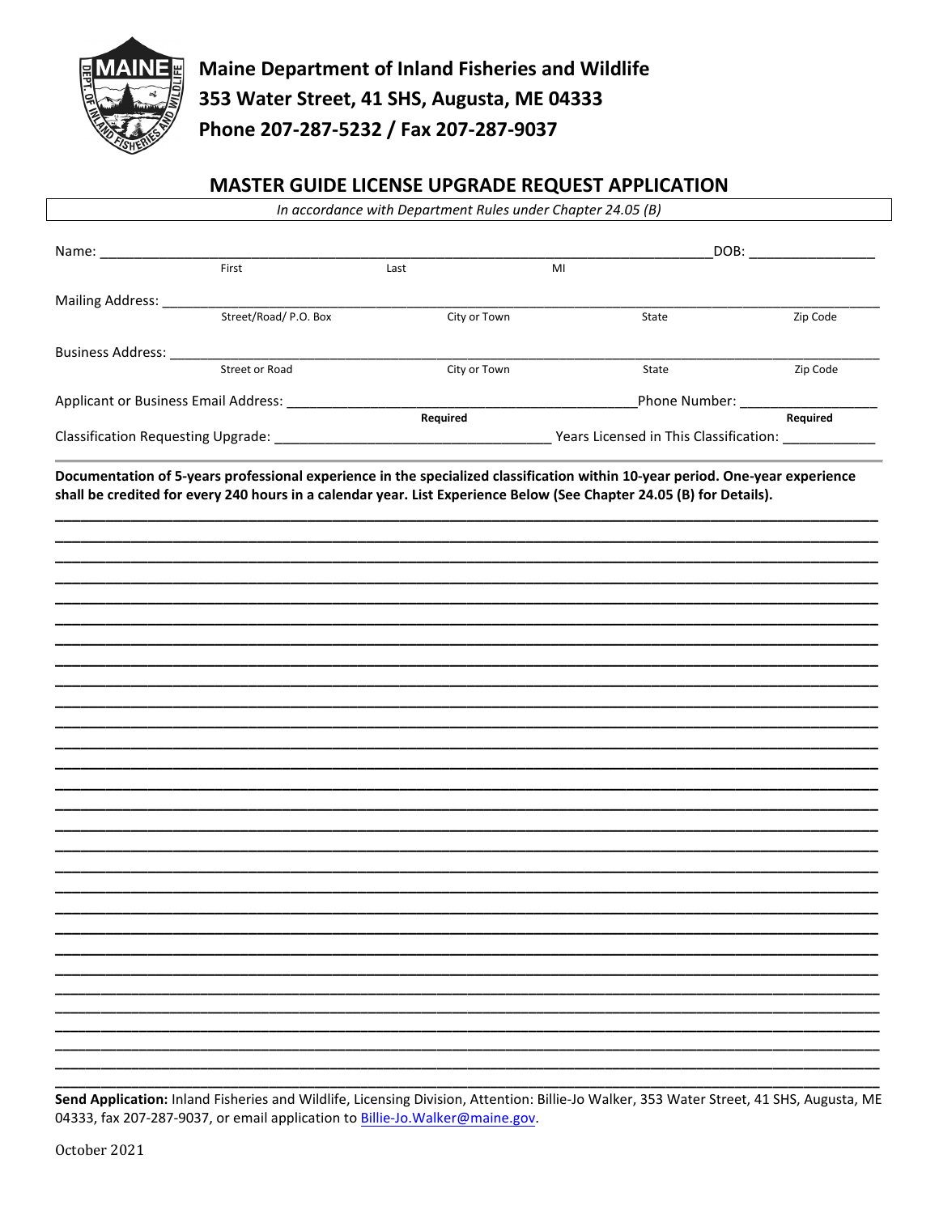**Maine Department of Inland Fisheries and Wildlife**
**353 Water Street, 41 SHS, Augusta, ME 04333**
**Phone 207-287-5232 / Fax 207-287-9037**

## MASTER GUIDE LICENSE UPGRADE REQUEST APPLICATION

*In accordance with Department Rules under Chapter 24.05 (B)*

Name: ______________________________________________ DOB: ________________
First Last MI

Mailing Address: ______________________________________________
Street/Road/ P.O. Box City or Town State Zip Code

Business Address: ______________________________________________
Street or Road City or Town State Zip Code

Applicant or Business Email Address: ______________________ Phone Number: ________________
**Required** **Required**

Classification Requesting Upgrade: ______________________ Years Licensed in This Classification: ____________

**Documentation of 5-years professional experience in the specialized classification within 10-year period. One-year experience shall be credited for every 240 hours in a calendar year. List Experience Below (See Chapter 24.05 (B) for Details).**

______________________________________________
______________________________________________
______________________________________________
______________________________________________
______________________________________________
______________________________________________
______________________________________________
______________________________________________
______________________________________________
______________________________________________
______________________________________________
______________________________________________
______________________________________________
______________________________________________
______________________________________________
______________________________________________
______________________________________________
______________________________________________
______________________________________________
______________________________________________
______________________________________________
______________________________________________
______________________________________________
______________________________________________
______________________________________________
______________________________________________
______________________________________________
______________________________________________

**Send Application:** Inland Fisheries and Wildlife, Licensing Division, Attention: Billie-Jo Walker, 353 Water Street, 41 SHS, Augusta, ME 04333, fax 207-287-9037, or email application to Billie-Jo.Walker@maine.gov.

October 2021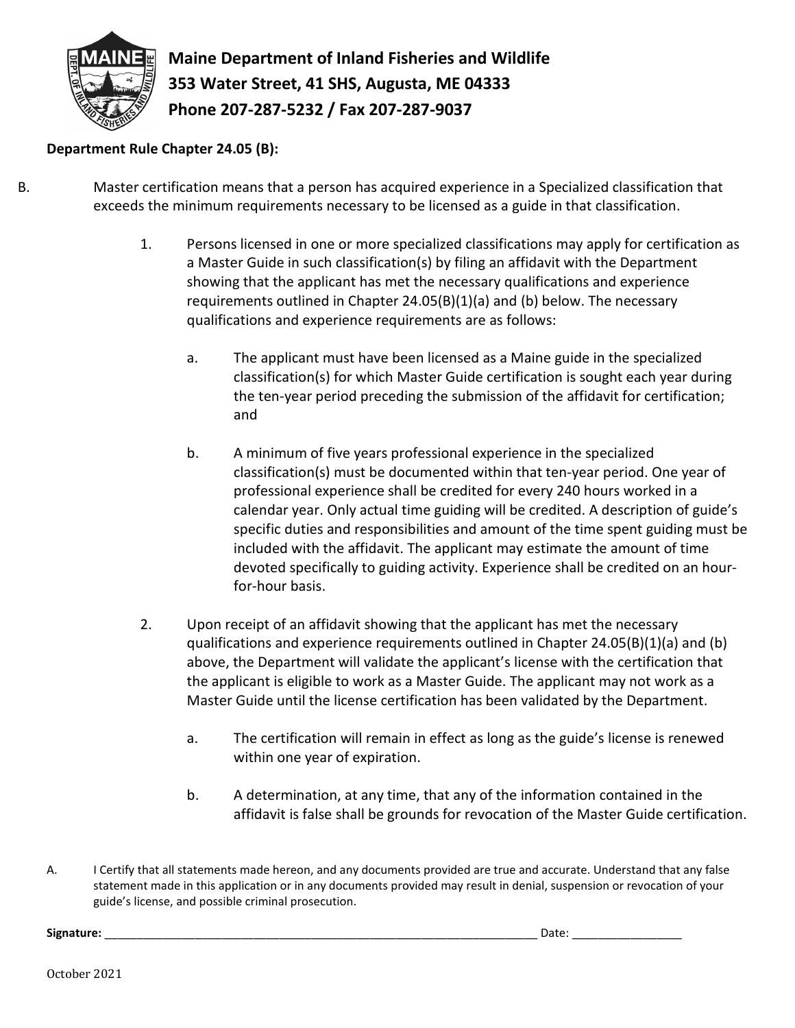**Maine Department of Inland Fisheries and Wildlife**
**353 Water Street, 41 SHS, Augusta, ME 04333**
**Phone 207-287-5232 / Fax 207-287-9037**

**Department Rule Chapter 24.05 (B):**

B. Master certification means that a person has acquired experience in a Specialized classification that exceeds the minimum requirements necessary to be licensed as a guide in that classification.

1. Persons licensed in one or more specialized classifications may apply for certification as a Master Guide in such classification(s) by filing an affidavit with the Department showing that the applicant has met the necessary qualifications and experience requirements outlined in Chapter 24.05(B)(1)(a) and (b) below. The necessary qualifications and experience requirements are as follows:

    a. The applicant must have been licensed as a Maine guide in the specialized classification(s) for which Master Guide certification is sought each year during the ten-year period preceding the submission of the affidavit for certification; and

    b. A minimum of five years professional experience in the specialized classification(s) must be documented within that ten-year period. One year of professional experience shall be credited for every 240 hours worked in a calendar year. Only actual time guiding will be credited. A description of guide's specific duties and responsibilities and amount of the time spent guiding must be included with the affidavit. The applicant may estimate the amount of time devoted specifically to guiding activity. Experience shall be credited on an hour-for-hour basis.

2. Upon receipt of an affidavit showing that the applicant has met the necessary qualifications and experience requirements outlined in Chapter 24.05(B)(1)(a) and (b) above, the Department will validate the applicant's license with the certification that the applicant is eligible to work as a Master Guide. The applicant may not work as a Master Guide until the license certification has been validated by the Department.

    a. The certification will remain in effect as long as the guide's license is renewed within one year of expiration.

    b. A determination, at any time, that any of the information contained in the affidavit is false shall be grounds for revocation of the Master Guide certification.

A. I Certify that all statements made hereon, and any documents provided are true and accurate. Understand that any false statement made in this application or in any documents provided may result in denial, suspension or revocation of your guide's license, and possible criminal prosecution.

**Signature:** ____________________________________________ Date: ________________

October 2021